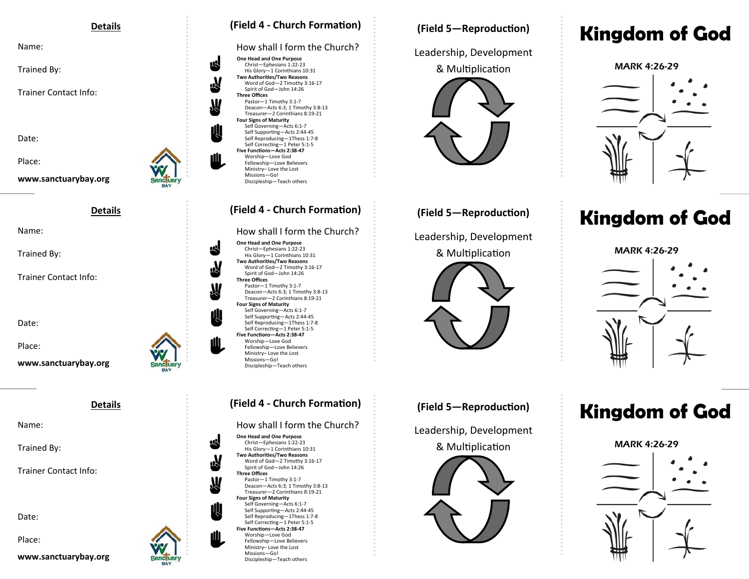## Details

Name:

Trained By:

Trainer Contact Info:

Date:

Place:

**www.sanctuarybay.org**

## (Field 4 - Church Formation)

How shall I form the Church?

**One Head and One Purpose**
- Christ—Ephesians 1:22-23
- His Glory—1 Corinthians 10:31

**Two Authorities/Two Reasons**
- Word of God—2 Timothy 3:16-17
- Spirit of God—John 14:26

**Three Offices**
- Pastor—1 Timothy 3:1-7
- Deacon—Acts 6:3; 1 Timothy 3:8-13
- Treasurer—2 Corinthians 8:19-21

**Four Signs of Maturity**
- Self Governing—Acts 6:1-7
- Self Supporting—Acts 2:44-45
- Self Reproducing—1Thess 1:7-8
- Self Correcting—1 Peter 5:1-5

**Five Functions—Acts 2:38-47**
- Worship—Love God
- Fellowship—Love Believers
- Ministry– Love the Lost
- Missions—Go!
- Discipleship—Teach others

## (Field 5—Reproduction)

Leadership, Development & Multiplication

# Kingdom of God

**MARK 4:26-29**

---

## Details

Name:

Trained By:

Trainer Contact Info:

Date:

Place:

**www.sanctuarybay.org**

## (Field 4 - Church Formation)

How shall I form the Church?

**One Head and One Purpose**
- Christ—Ephesians 1:22-23
- His Glory—1 Corinthians 10:31

**Two Authorities/Two Reasons**
- Word of God—2 Timothy 3:16-17
- Spirit of God—John 14:26

**Three Offices**
- Pastor—1 Timothy 3:1-7
- Deacon—Acts 6:3; 1 Timothy 3:8-13
- Treasurer—2 Corinthians 8:19-21

**Four Signs of Maturity**
- Self Governing—Acts 6:1-7
- Self Supporting—Acts 2:44-45
- Self Reproducing—1Thess 1:7-8
- Self Correcting—1 Peter 5:1-5

**Five Functions—Acts 2:38-47**
- Worship—Love God
- Fellowship—Love Believers
- Ministry– Love the Lost
- Missions—Go!
- Discipleship—Teach others

## (Field 5—Reproduction)

Leadership, Development & Multiplication

# Kingdom of God

**MARK 4:26-29**

---

## Details

Name:

Trained By:

Trainer Contact Info:

Date:

Place:

**www.sanctuarybay.org**

## (Field 4 - Church Formation)

How shall I form the Church?

**One Head and One Purpose**
- Christ—Ephesians 1:22-23
- His Glory—1 Corinthians 10:31

**Two Authorities/Two Reasons**
- Word of God—2 Timothy 3:16-17
- Spirit of God—John 14:26

**Three Offices**
- Pastor—1 Timothy 3:1-7
- Deacon—Acts 6:3; 1 Timothy 3:8-13
- Treasurer—2 Corinthians 8:19-21

**Four Signs of Maturity**
- Self Governing—Acts 6:1-7
- Self Supporting—Acts 2:44-45
- Self Reproducing—1Thess 1:7-8
- Self Correcting—1 Peter 5:1-5

**Five Functions—Acts 2:38-47**
- Worship—Love God
- Fellowship—Love Believers
- Ministry– Love the Lost
- Missions—Go!
- Discipleship—Teach others

## (Field 5—Reproduction)

Leadership, Development & Multiplication

# Kingdom of God

**MARK 4:26-29**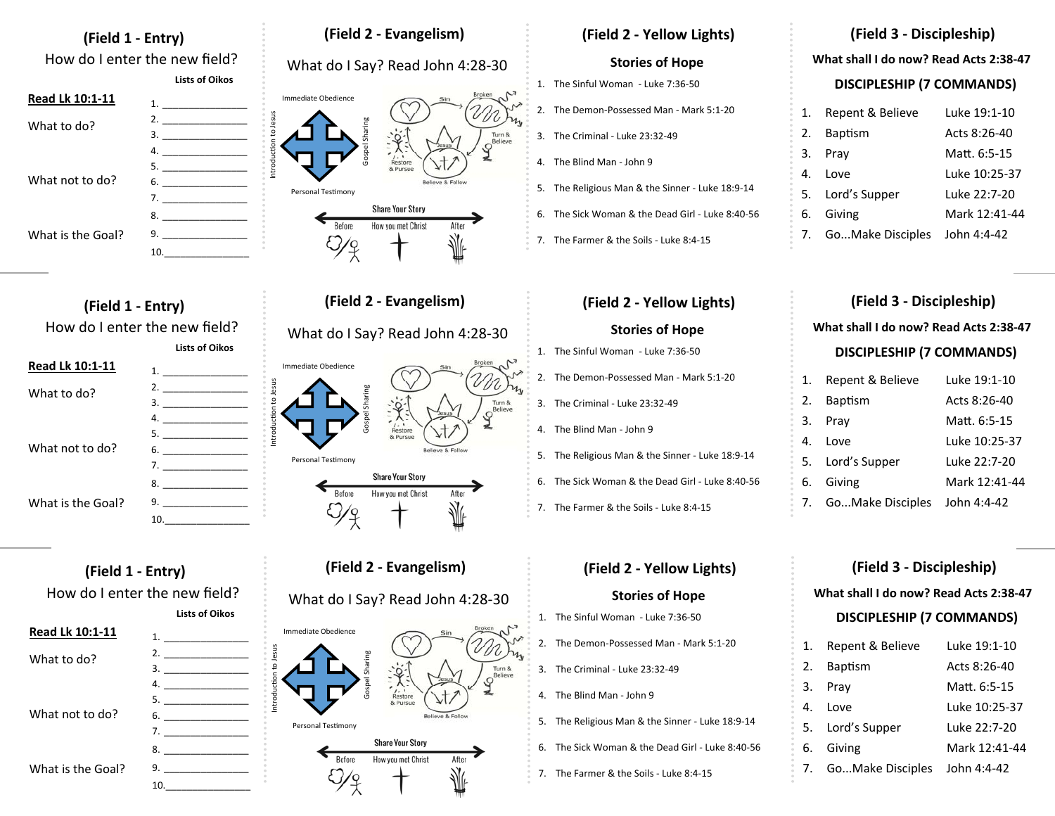## (Field 1 - Entry)

How do I enter the new field?

**Read Lk 10:1-11**

What to do?

What not to do?

What is the Goal?

**Lists of Oikos**

1. _______________
2. _______________
3. _______________
4. _______________
5. _______________
6. _______________
7. _______________
8. _______________
9. _______________
10. _______________

## (Field 2 - Evangelism)

What do I Say? Read John 4:28-30

Immediate Obedience

Introduction to Jesus

Gospel Sharing

Personal Testimony

Sin

Broken

Turn & Believe

Jesus

Restore & Pursue

Believe & Follow

Share Your Story

Before

How you met Christ

After

## (Field 2 - Yellow Lights)

### Stories of Hope

1. The Sinful Woman - Luke 7:36-50
2. The Demon-Possessed Man - Mark 5:1-20
3. The Criminal - Luke 23:32-49
4. The Blind Man - John 9
5. The Religious Man & the Sinner - Luke 18:9-14
6. The Sick Woman & the Dead Girl - Luke 8:40-56
7. The Farmer & the Soils - Luke 8:4-15

## (Field 3 - Discipleship)

**What shall I do now? Read Acts 2:38-47**

**DISCIPLESHIP (7 COMMANDS)**

| | | |
|---|---|---|
| 1. | Repent & Believe | Luke 19:1-10 |
| 2. | Baptism | Acts 8:26-40 |
| 3. | Pray | Matt. 6:5-15 |
| 4. | Love | Luke 10:25-37 |
| 5. | Lord's Supper | Luke 22:7-20 |
| 6. | Giving | Mark 12:41-44 |
| 7. | Go...Make Disciples | John 4:4-42 |

## (Field 1 - Entry)

How do I enter the new field?

**Read Lk 10:1-11**

What to do?

What not to do?

What is the Goal?

**Lists of Oikos**

1. _______________
2. _______________
3. _______________
4. _______________
5. _______________
6. _______________
7. _______________
8. _______________
9. _______________
10. _______________

## (Field 2 - Evangelism)

What do I Say? Read John 4:28-30

Immediate Obedience

Introduction to Jesus

Gospel Sharing

Personal Testimony

Sin

Broken

Turn & Believe

Jesus

Restore & Pursue

Believe & Follow

Share Your Story

Before

How you met Christ

After

## (Field 2 - Yellow Lights)

### Stories of Hope

1. The Sinful Woman - Luke 7:36-50
2. The Demon-Possessed Man - Mark 5:1-20
3. The Criminal - Luke 23:32-49
4. The Blind Man - John 9
5. The Religious Man & the Sinner - Luke 18:9-14
6. The Sick Woman & the Dead Girl - Luke 8:40-56
7. The Farmer & the Soils - Luke 8:4-15

## (Field 3 - Discipleship)

**What shall I do now? Read Acts 2:38-47**

**DISCIPLESHIP (7 COMMANDS)**

| | | |
|---|---|---|
| 1. | Repent & Believe | Luke 19:1-10 |
| 2. | Baptism | Acts 8:26-40 |
| 3. | Pray | Matt. 6:5-15 |
| 4. | Love | Luke 10:25-37 |
| 5. | Lord's Supper | Luke 22:7-20 |
| 6. | Giving | Mark 12:41-44 |
| 7. | Go...Make Disciples | John 4:4-42 |

## (Field 1 - Entry)

How do I enter the new field?

**Read Lk 10:1-11**

What to do?

What not to do?

What is the Goal?

**Lists of Oikos**

1. _______________
2. _______________
3. _______________
4. _______________
5. _______________
6. _______________
7. _______________
8. _______________
9. _______________
10. _______________

## (Field 2 - Evangelism)

What do I Say? Read John 4:28-30

Immediate Obedience

Introduction to Jesus

Gospel Sharing

Personal Testimony

Sin

Broken

Turn & Believe

Jesus

Restore & Pursue

Believe & Follow

Share Your Story

Before

How you met Christ

After

## (Field 2 - Yellow Lights)

### Stories of Hope

1. The Sinful Woman - Luke 7:36-50
2. The Demon-Possessed Man - Mark 5:1-20
3. The Criminal - Luke 23:32-49
4. The Blind Man - John 9
5. The Religious Man & the Sinner - Luke 18:9-14
6. The Sick Woman & the Dead Girl - Luke 8:40-56
7. The Farmer & the Soils - Luke 8:4-15

## (Field 3 - Discipleship)

**What shall I do now? Read Acts 2:38-47**

**DISCIPLESHIP (7 COMMANDS)**

| | | |
|---|---|---|
| 1. | Repent & Believe | Luke 19:1-10 |
| 2. | Baptism | Acts 8:26-40 |
| 3. | Pray | Matt. 6:5-15 |
| 4. | Love | Luke 10:25-37 |
| 5. | Lord's Supper | Luke 22:7-20 |
| 6. | Giving | Mark 12:41-44 |
| 7. | Go...Make Disciples | John 4:4-42 |